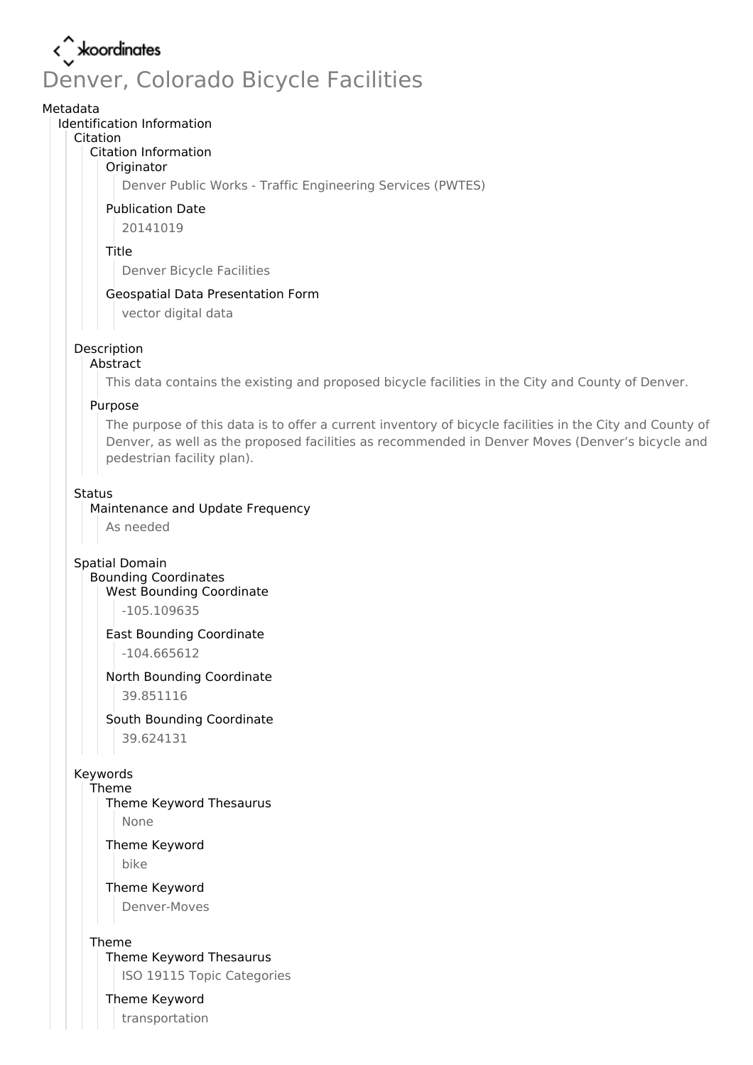koordinates

# Denver, Colorado Bicycle Facilities

Metadata

- Identification Information
  - Citation
    - Citation Information
      - Originator
        - Denver Public Works - Traffic Engineering Services (PWTES)
      - Publication Date
        - 20141019
      - Title
        - Denver Bicycle Facilities
      - Geospatial Data Presentation Form
        - vector digital data
  - Description
    - Abstract
      - This data contains the existing and proposed bicycle facilities in the City and County of Denver.
    - Purpose
      - The purpose of this data is to offer a current inventory of bicycle facilities in the City and County of Denver, as well as the proposed facilities as recommended in Denver Moves (Denver's bicycle and pedestrian facility plan).
  - Status
    - Maintenance and Update Frequency
      - As needed
  - Spatial Domain
    - Bounding Coordinates
      - West Bounding Coordinate
        - -105.109635
      - East Bounding Coordinate
        - -104.665612
      - North Bounding Coordinate
        - 39.851116
      - South Bounding Coordinate
        - 39.624131
  - Keywords
    - Theme
      - Theme Keyword Thesaurus
        - None
      - Theme Keyword
        - bike
      - Theme Keyword
        - Denver-Moves
    - Theme
      - Theme Keyword Thesaurus
        - ISO 19115 Topic Categories
      - Theme Keyword
        - transportation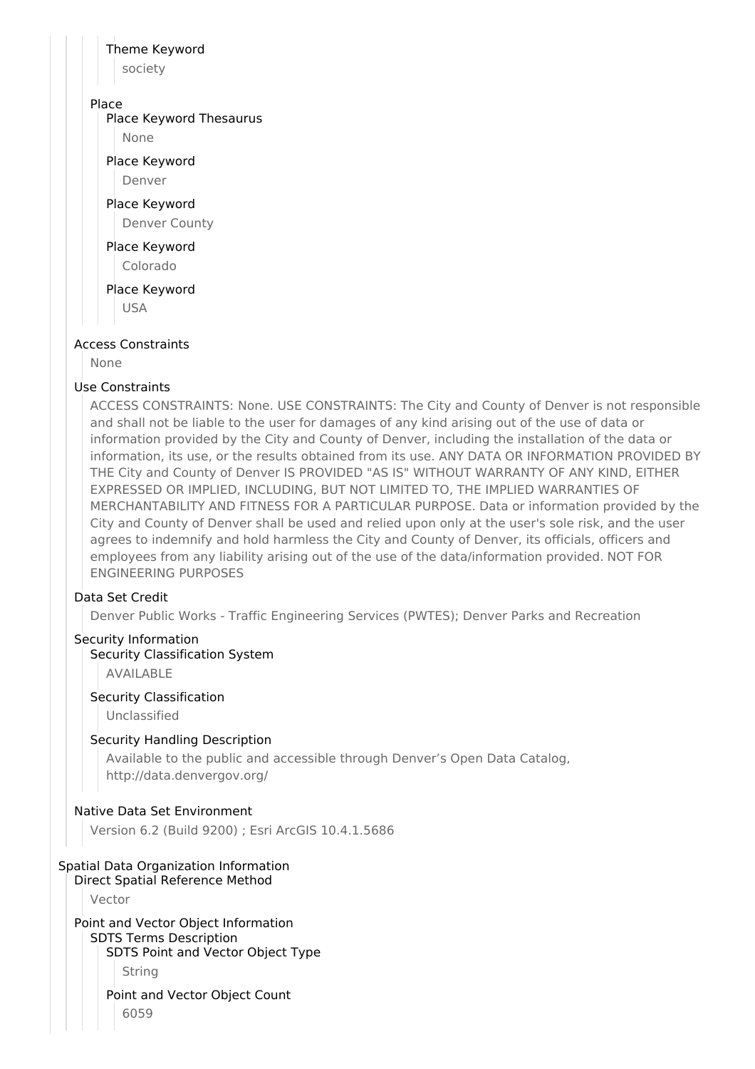Theme Keyword

society

Place

Place Keyword Thesaurus

None

Place Keyword

Denver

Place Keyword

Denver County

Place Keyword

Colorado

Place Keyword

USA

Access Constraints

None

Use Constraints

ACCESS CONSTRAINTS: None. USE CONSTRAINTS: The City and County of Denver is not responsible and shall not be liable to the user for damages of any kind arising out of the use of data or information provided by the City and County of Denver, including the installation of the data or information, its use, or the results obtained from its use. ANY DATA OR INFORMATION PROVIDED BY THE City and County of Denver IS PROVIDED "AS IS" WITHOUT WARRANTY OF ANY KIND, EITHER EXPRESSED OR IMPLIED, INCLUDING, BUT NOT LIMITED TO, THE IMPLIED WARRANTIES OF MERCHANTABILITY AND FITNESS FOR A PARTICULAR PURPOSE. Data or information provided by the City and County of Denver shall be used and relied upon only at the user's sole risk, and the user agrees to indemnify and hold harmless the City and County of Denver, its officials, officers and employees from any liability arising out of the use of the data/information provided. NOT FOR ENGINEERING PURPOSES

Data Set Credit

Denver Public Works - Traffic Engineering Services (PWTES); Denver Parks and Recreation

Security Information

Security Classification System

AVAILABLE

Security Classification

Unclassified

Security Handling Description

Available to the public and accessible through Denver's Open Data Catalog, http://data.denvergov.org/

Native Data Set Environment

Version 6.2 (Build 9200) ; Esri ArcGIS 10.4.1.5686

Spatial Data Organization Information

Direct Spatial Reference Method

Vector

Point and Vector Object Information

SDTS Terms Description

SDTS Point and Vector Object Type

String

Point and Vector Object Count

6059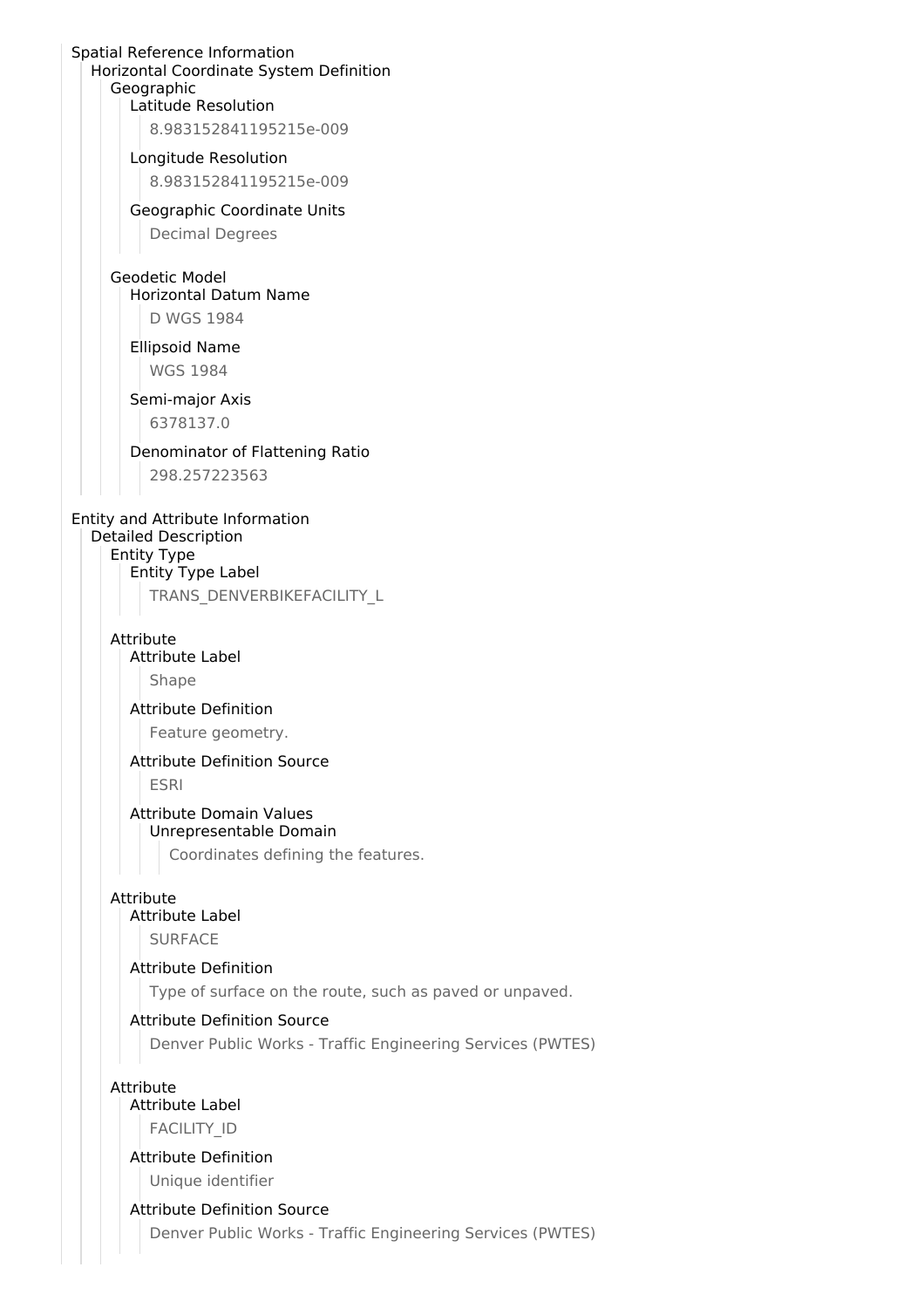Spatial Reference Information

Horizontal Coordinate System Definition

Geographic

Latitude Resolution

8.983152841195215e-009

Longitude Resolution

8.983152841195215e-009

Geographic Coordinate Units

Decimal Degrees

Geodetic Model

Horizontal Datum Name

D WGS 1984

Ellipsoid Name

WGS 1984

Semi-major Axis

6378137.0

Denominator of Flattening Ratio

298.257223563

Entity and Attribute Information

Detailed Description

Entity Type

Entity Type Label

TRANS_DENVERBIKEFACILITY_L

Attribute

Attribute Label

Shape

Attribute Definition

Feature geometry.

Attribute Definition Source

ESRI

Attribute Domain Values

Unrepresentable Domain

Coordinates defining the features.

Attribute

Attribute Label

SURFACE

Attribute Definition

Type of surface on the route, such as paved or unpaved.

Attribute Definition Source

Denver Public Works - Traffic Engineering Services (PWTES)

Attribute

Attribute Label

FACILITY_ID

Attribute Definition

Unique identifier

Attribute Definition Source

Denver Public Works - Traffic Engineering Services (PWTES)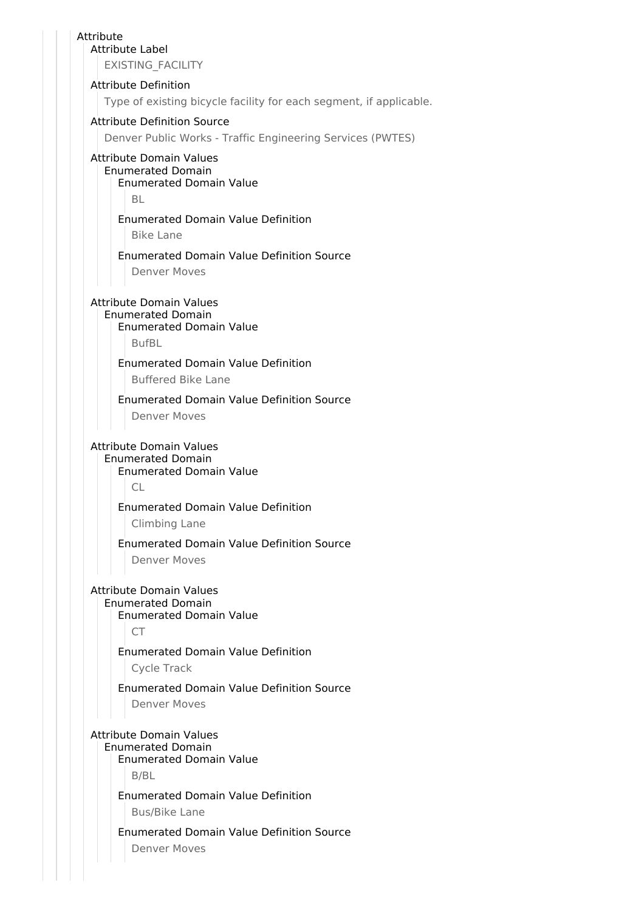Attribute

Attribute Label

EXISTING_FACILITY

Attribute Definition

Type of existing bicycle facility for each segment, if applicable.

Attribute Definition Source

Denver Public Works - Traffic Engineering Services (PWTES)

Attribute Domain Values

Enumerated Domain

Enumerated Domain Value

BL

Enumerated Domain Value Definition

Bike Lane

Enumerated Domain Value Definition Source

Denver Moves

Attribute Domain Values

Enumerated Domain

Enumerated Domain Value

BufBL

Enumerated Domain Value Definition

Buffered Bike Lane

Enumerated Domain Value Definition Source

Denver Moves

Attribute Domain Values

Enumerated Domain

Enumerated Domain Value

CL

Enumerated Domain Value Definition

Climbing Lane

Enumerated Domain Value Definition Source

Denver Moves

Attribute Domain Values

Enumerated Domain

Enumerated Domain Value

CT

Enumerated Domain Value Definition

Cycle Track

Enumerated Domain Value Definition Source

Denver Moves

Attribute Domain Values

Enumerated Domain

Enumerated Domain Value

B/BL

Enumerated Domain Value Definition

Bus/Bike Lane

Enumerated Domain Value Definition Source

Denver Moves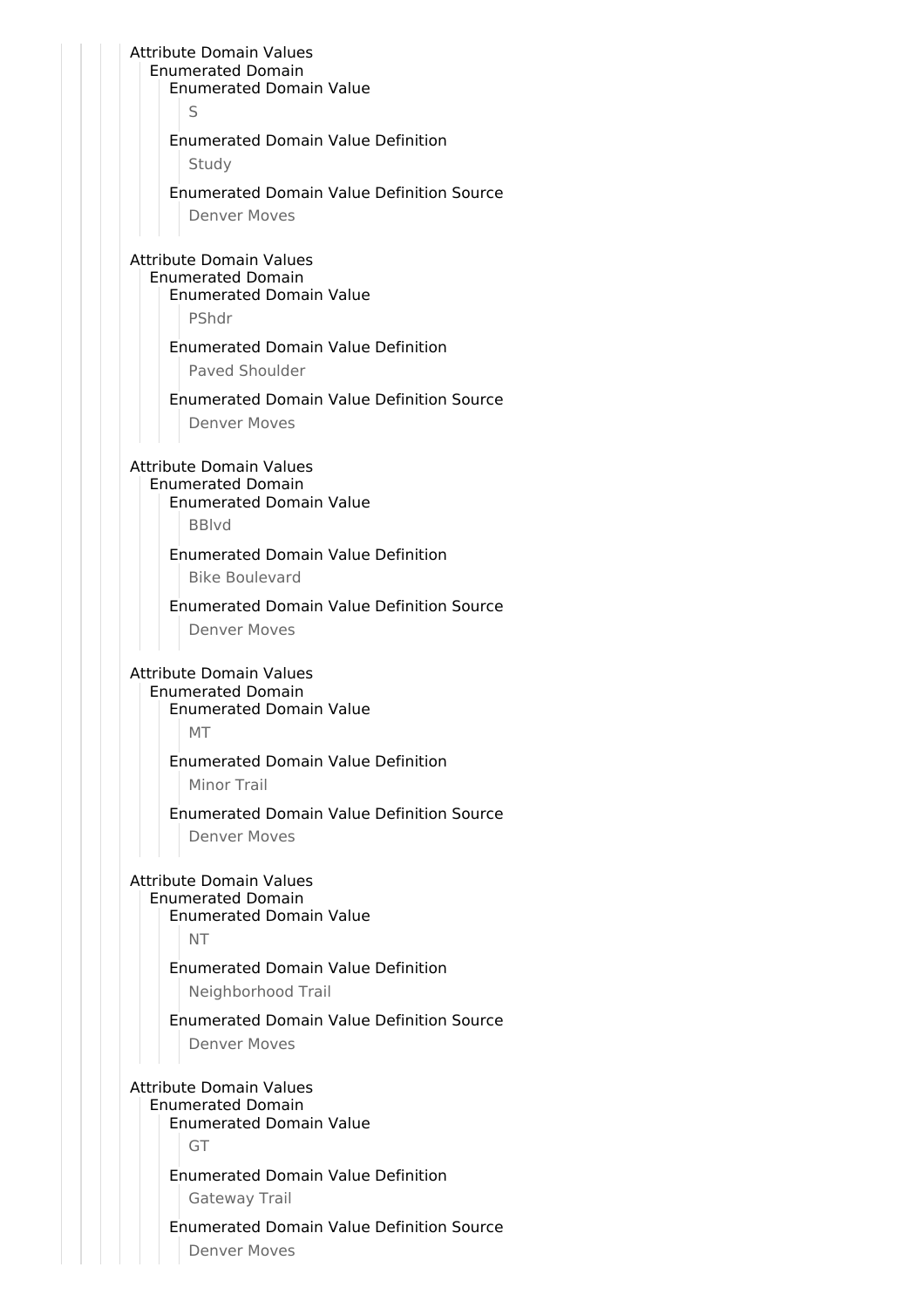Attribute Domain Values
- Enumerated Domain
  - Enumerated Domain Value
    - S
  - Enumerated Domain Value Definition
    - Study
  - Enumerated Domain Value Definition Source
    - Denver Moves

Attribute Domain Values
- Enumerated Domain
  - Enumerated Domain Value
    - PShdr
  - Enumerated Domain Value Definition
    - Paved Shoulder
  - Enumerated Domain Value Definition Source
    - Denver Moves

Attribute Domain Values
- Enumerated Domain
  - Enumerated Domain Value
    - BBlvd
  - Enumerated Domain Value Definition
    - Bike Boulevard
  - Enumerated Domain Value Definition Source
    - Denver Moves

Attribute Domain Values
- Enumerated Domain
  - Enumerated Domain Value
    - MT
  - Enumerated Domain Value Definition
    - Minor Trail
  - Enumerated Domain Value Definition Source
    - Denver Moves

Attribute Domain Values
- Enumerated Domain
  - Enumerated Domain Value
    - NT
  - Enumerated Domain Value Definition
    - Neighborhood Trail
  - Enumerated Domain Value Definition Source
    - Denver Moves

Attribute Domain Values
- Enumerated Domain
  - Enumerated Domain Value
    - GT
  - Enumerated Domain Value Definition
    - Gateway Trail
  - Enumerated Domain Value Definition Source
    - Denver Moves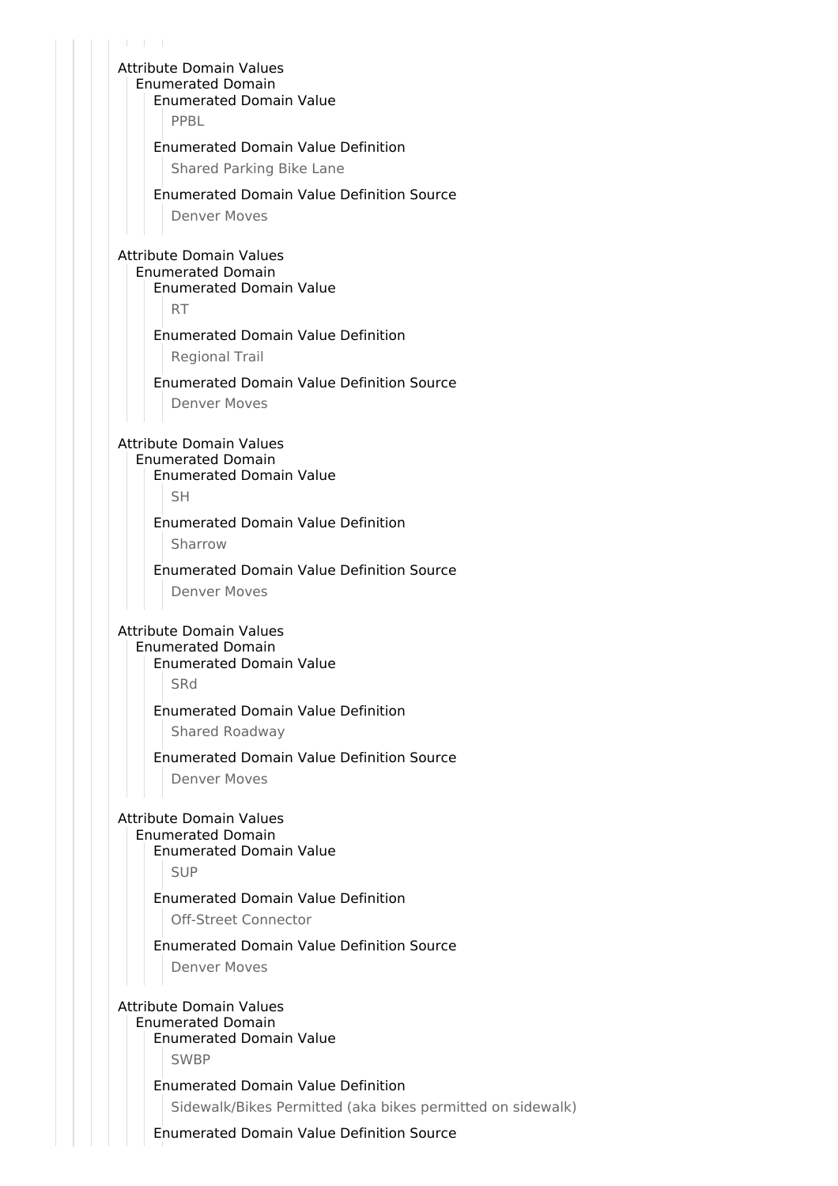Attribute Domain Values
  Enumerated Domain
    Enumerated Domain Value
      PPBL
    Enumerated Domain Value Definition
      Shared Parking Bike Lane
    Enumerated Domain Value Definition Source
      Denver Moves

Attribute Domain Values
  Enumerated Domain
    Enumerated Domain Value
      RT
    Enumerated Domain Value Definition
      Regional Trail
    Enumerated Domain Value Definition Source
      Denver Moves

Attribute Domain Values
  Enumerated Domain
    Enumerated Domain Value
      SH
    Enumerated Domain Value Definition
      Sharrow
    Enumerated Domain Value Definition Source
      Denver Moves

Attribute Domain Values
  Enumerated Domain
    Enumerated Domain Value
      SRd
    Enumerated Domain Value Definition
      Shared Roadway
    Enumerated Domain Value Definition Source
      Denver Moves

Attribute Domain Values
  Enumerated Domain
    Enumerated Domain Value
      SUP
    Enumerated Domain Value Definition
      Off-Street Connector
    Enumerated Domain Value Definition Source
      Denver Moves

Attribute Domain Values
  Enumerated Domain
    Enumerated Domain Value
      SWBP
    Enumerated Domain Value Definition
      Sidewalk/Bikes Permitted (aka bikes permitted on sidewalk)
    Enumerated Domain Value Definition Source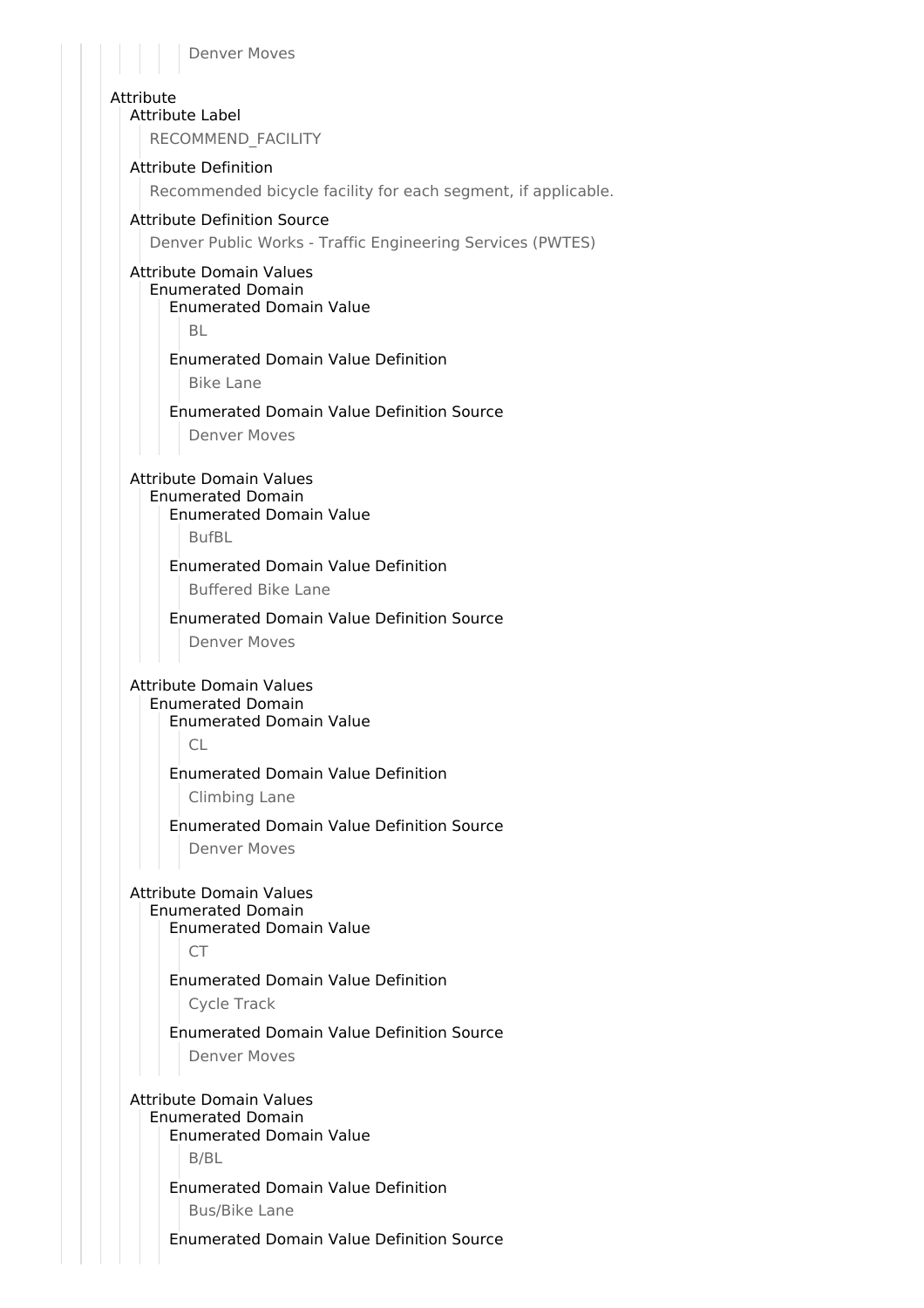Denver Moves

Attribute

Attribute Label

RECOMMEND_FACILITY

Attribute Definition

Recommended bicycle facility for each segment, if applicable.

Attribute Definition Source

Denver Public Works - Traffic Engineering Services (PWTES)

Attribute Domain Values

Enumerated Domain

Enumerated Domain Value

BL

Enumerated Domain Value Definition

Bike Lane

Enumerated Domain Value Definition Source

Denver Moves

Attribute Domain Values

Enumerated Domain

Enumerated Domain Value

BufBL

Enumerated Domain Value Definition

Buffered Bike Lane

Enumerated Domain Value Definition Source

Denver Moves

Attribute Domain Values

Enumerated Domain

Enumerated Domain Value

CL

Enumerated Domain Value Definition

Climbing Lane

Enumerated Domain Value Definition Source

Denver Moves

Attribute Domain Values

Enumerated Domain

Enumerated Domain Value

CT

Enumerated Domain Value Definition

Cycle Track

Enumerated Domain Value Definition Source

Denver Moves

Attribute Domain Values

Enumerated Domain

Enumerated Domain Value

B/BL

Enumerated Domain Value Definition

Bus/Bike Lane

Enumerated Domain Value Definition Source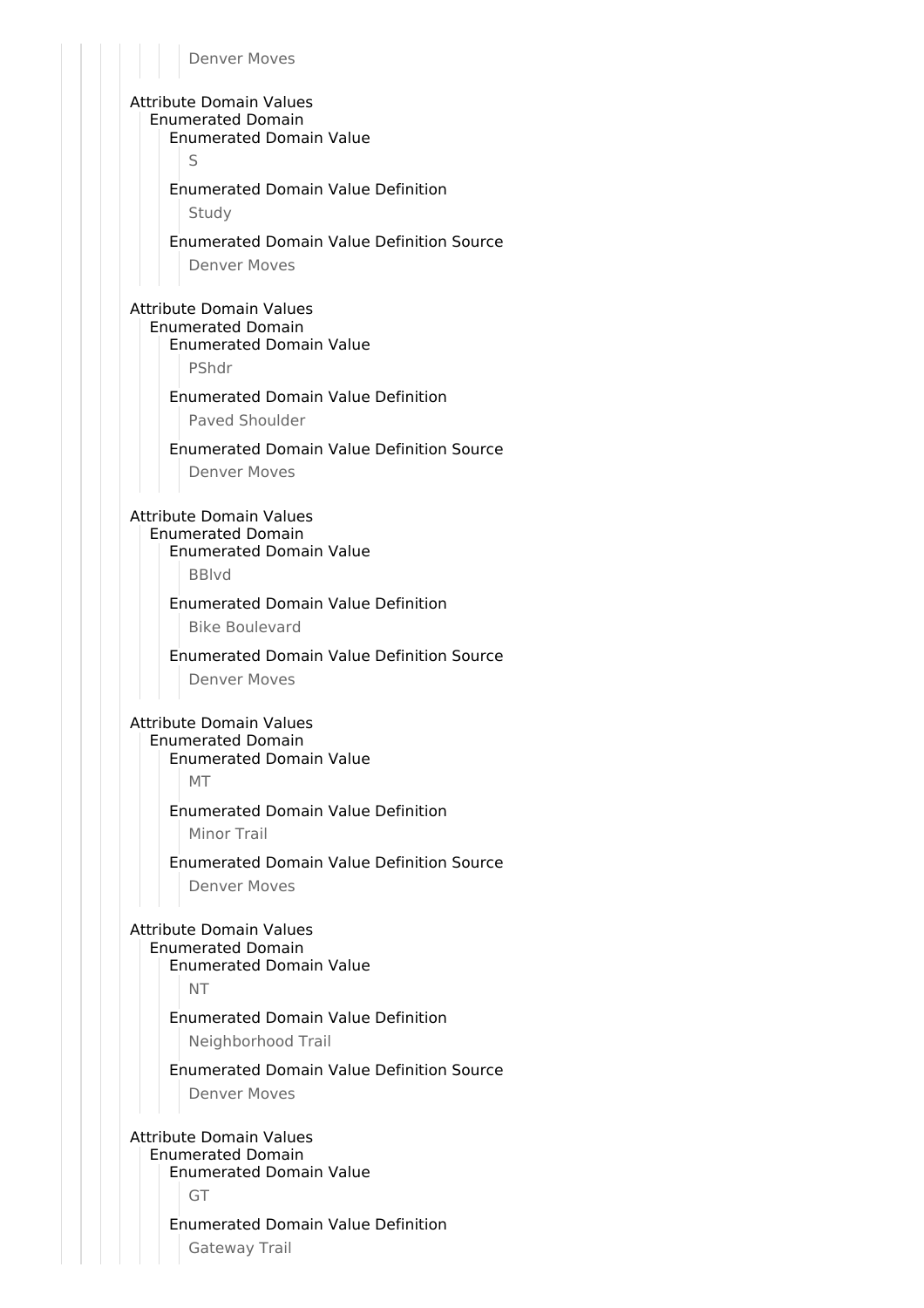Denver Moves

Attribute Domain Values
- Enumerated Domain
  - Enumerated Domain Value
    - S
  - Enumerated Domain Value Definition
    - Study
  - Enumerated Domain Value Definition Source
    - Denver Moves

Attribute Domain Values
- Enumerated Domain
  - Enumerated Domain Value
    - PShdr
  - Enumerated Domain Value Definition
    - Paved Shoulder
  - Enumerated Domain Value Definition Source
    - Denver Moves

Attribute Domain Values
- Enumerated Domain
  - Enumerated Domain Value
    - BBlvd
  - Enumerated Domain Value Definition
    - Bike Boulevard
  - Enumerated Domain Value Definition Source
    - Denver Moves

Attribute Domain Values
- Enumerated Domain
  - Enumerated Domain Value
    - MT
  - Enumerated Domain Value Definition
    - Minor Trail
  - Enumerated Domain Value Definition Source
    - Denver Moves

Attribute Domain Values
- Enumerated Domain
  - Enumerated Domain Value
    - NT
  - Enumerated Domain Value Definition
    - Neighborhood Trail
  - Enumerated Domain Value Definition Source
    - Denver Moves

Attribute Domain Values
- Enumerated Domain
  - Enumerated Domain Value
    - GT
  - Enumerated Domain Value Definition
    - Gateway Trail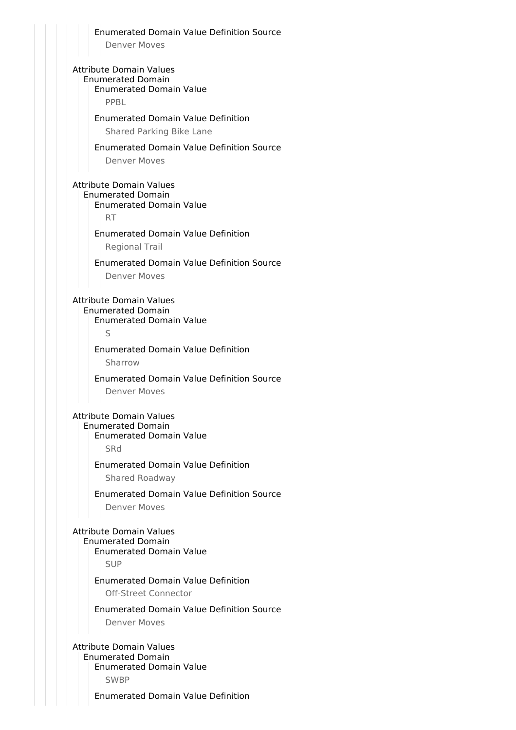Enumerated Domain Value Definition Source
Denver Moves

Attribute Domain Values
Enumerated Domain
Enumerated Domain Value
PPBL

Enumerated Domain Value Definition
Shared Parking Bike Lane

Enumerated Domain Value Definition Source
Denver Moves

Attribute Domain Values
Enumerated Domain
Enumerated Domain Value
RT

Enumerated Domain Value Definition
Regional Trail

Enumerated Domain Value Definition Source
Denver Moves

Attribute Domain Values
Enumerated Domain
Enumerated Domain Value
S

Enumerated Domain Value Definition
Sharrow

Enumerated Domain Value Definition Source
Denver Moves

Attribute Domain Values
Enumerated Domain
Enumerated Domain Value
SRd

Enumerated Domain Value Definition
Shared Roadway

Enumerated Domain Value Definition Source
Denver Moves

Attribute Domain Values
Enumerated Domain
Enumerated Domain Value
SUP

Enumerated Domain Value Definition
Off-Street Connector

Enumerated Domain Value Definition Source
Denver Moves

Attribute Domain Values
Enumerated Domain
Enumerated Domain Value
SWBP

Enumerated Domain Value Definition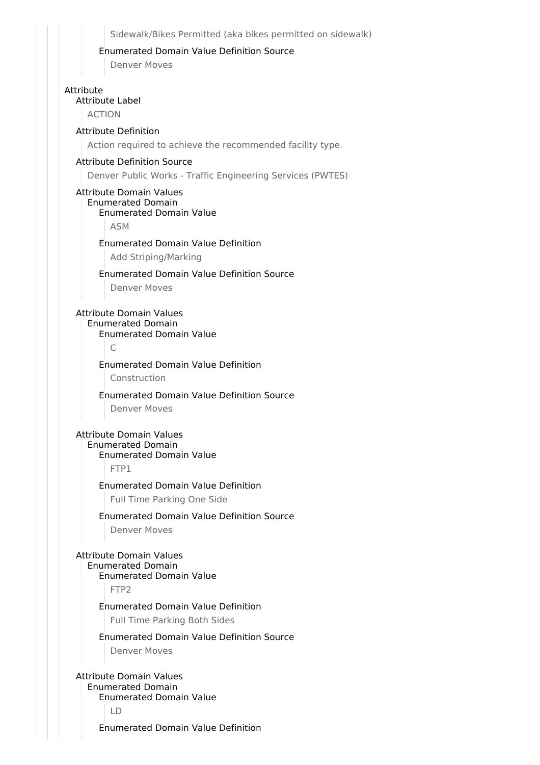Sidewalk/Bikes Permitted (aka bikes permitted on sidewalk)

Enumerated Domain Value Definition Source

Denver Moves

Attribute

Attribute Label

ACTION

Attribute Definition

Action required to achieve the recommended facility type.

Attribute Definition Source

Denver Public Works - Traffic Engineering Services (PWTES)

Attribute Domain Values

Enumerated Domain

Enumerated Domain Value

ASM

Enumerated Domain Value Definition

Add Striping/Marking

Enumerated Domain Value Definition Source

Denver Moves

Attribute Domain Values

Enumerated Domain

Enumerated Domain Value

C

Enumerated Domain Value Definition

Construction

Enumerated Domain Value Definition Source

Denver Moves

Attribute Domain Values

Enumerated Domain

Enumerated Domain Value

FTP1

Enumerated Domain Value Definition

Full Time Parking One Side

Enumerated Domain Value Definition Source

Denver Moves

Attribute Domain Values

Enumerated Domain

Enumerated Domain Value

FTP2

Enumerated Domain Value Definition

Full Time Parking Both Sides

Enumerated Domain Value Definition Source

Denver Moves

Attribute Domain Values

Enumerated Domain

Enumerated Domain Value

LD

Enumerated Domain Value Definition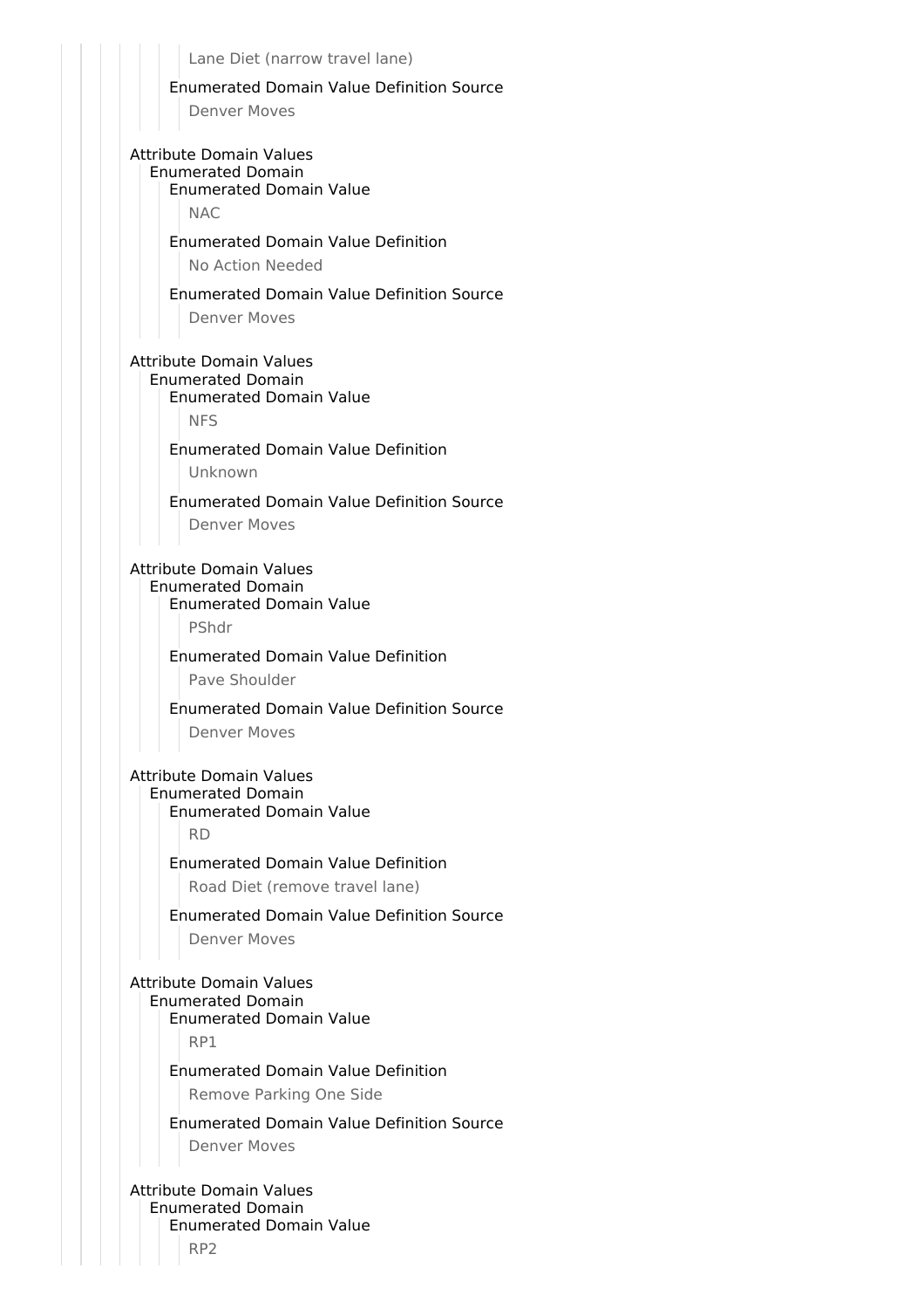Lane Diet (narrow travel lane)

Enumerated Domain Value Definition Source

Denver Moves

Attribute Domain Values

Enumerated Domain

Enumerated Domain Value

NAC

Enumerated Domain Value Definition

No Action Needed

Enumerated Domain Value Definition Source

Denver Moves

Attribute Domain Values

Enumerated Domain

Enumerated Domain Value

NFS

Enumerated Domain Value Definition

Unknown

Enumerated Domain Value Definition Source

Denver Moves

Attribute Domain Values

Enumerated Domain

Enumerated Domain Value

PShdr

Enumerated Domain Value Definition

Pave Shoulder

Enumerated Domain Value Definition Source

Denver Moves

Attribute Domain Values

Enumerated Domain

Enumerated Domain Value

RD

Enumerated Domain Value Definition

Road Diet (remove travel lane)

Enumerated Domain Value Definition Source

Denver Moves

Attribute Domain Values

Enumerated Domain

Enumerated Domain Value

RP1

Enumerated Domain Value Definition

Remove Parking One Side

Enumerated Domain Value Definition Source

Denver Moves

Attribute Domain Values

Enumerated Domain

Enumerated Domain Value

RP2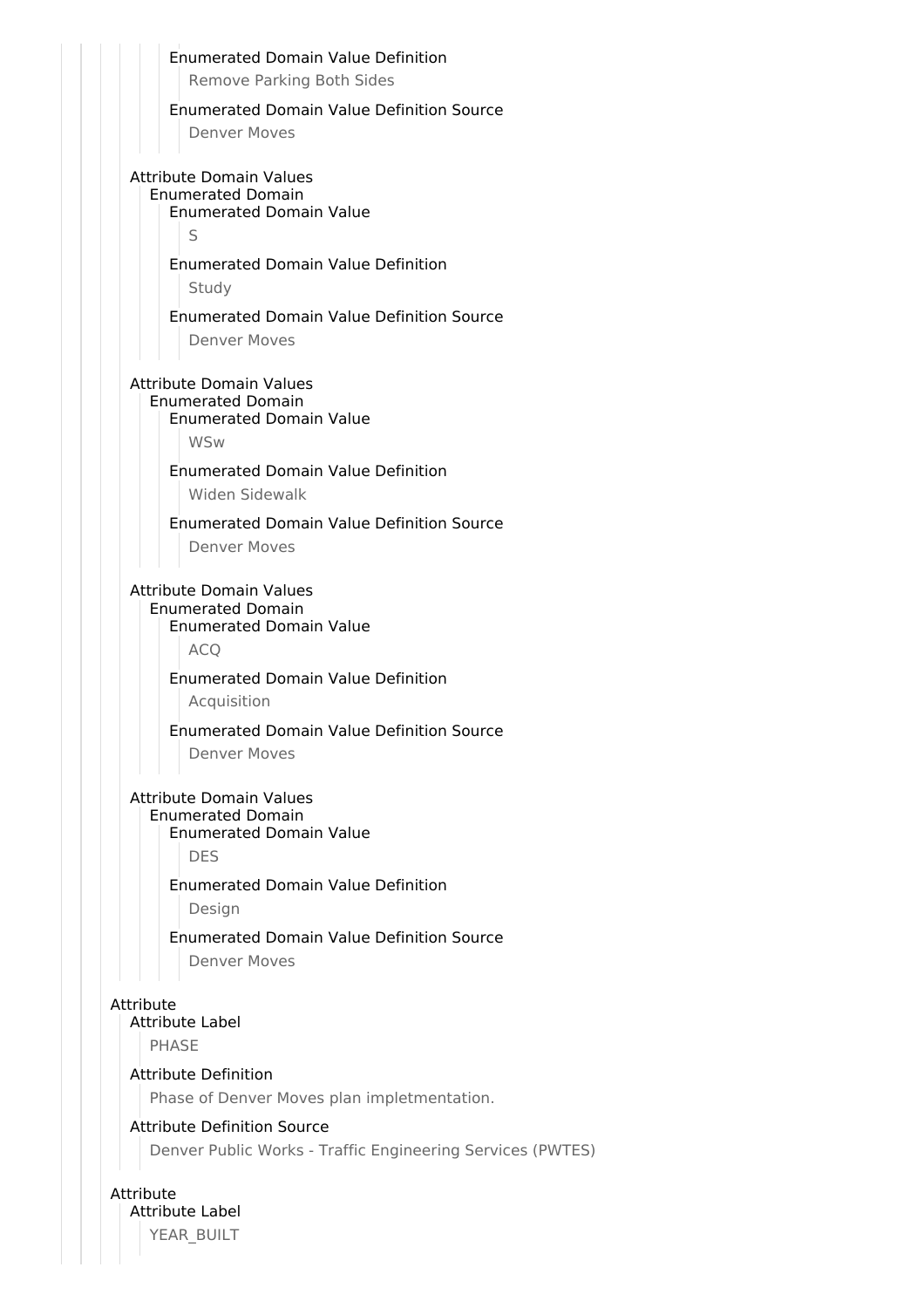Enumerated Domain Value Definition

Remove Parking Both Sides

Enumerated Domain Value Definition Source

Denver Moves

Attribute Domain Values

Enumerated Domain

Enumerated Domain Value

S

Enumerated Domain Value Definition

Study

Enumerated Domain Value Definition Source

Denver Moves

Attribute Domain Values

Enumerated Domain

Enumerated Domain Value

WSw

Enumerated Domain Value Definition

Widen Sidewalk

Enumerated Domain Value Definition Source

Denver Moves

Attribute Domain Values

Enumerated Domain

Enumerated Domain Value

ACQ

Enumerated Domain Value Definition

Acquisition

Enumerated Domain Value Definition Source

Denver Moves

Attribute Domain Values

Enumerated Domain

Enumerated Domain Value

DES

Enumerated Domain Value Definition

Design

Enumerated Domain Value Definition Source

Denver Moves

Attribute

Attribute Label

PHASE

Attribute Definition

Phase of Denver Moves plan impletmentation.

Attribute Definition Source

Denver Public Works - Traffic Engineering Services (PWTES)

Attribute

Attribute Label

YEAR_BUILT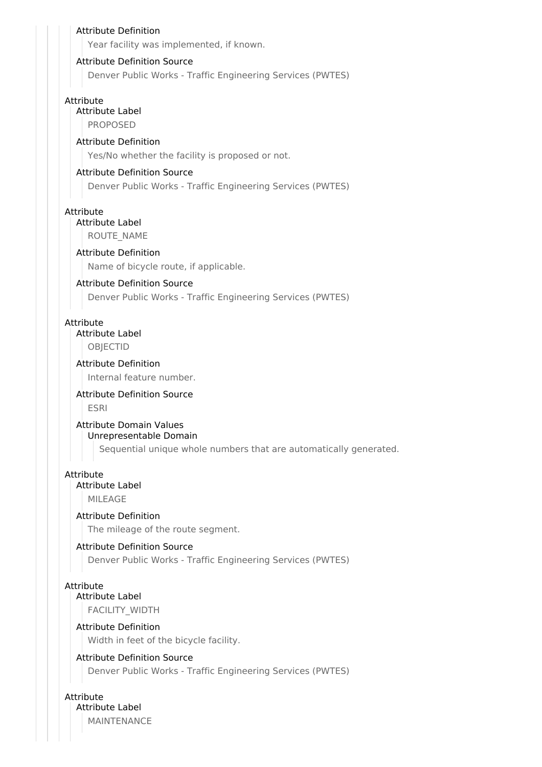Attribute Definition

Year facility was implemented, if known.

Attribute Definition Source

Denver Public Works - Traffic Engineering Services (PWTES)

Attribute

Attribute Label

PROPOSED

Attribute Definition

Yes/No whether the facility is proposed or not.

Attribute Definition Source

Denver Public Works - Traffic Engineering Services (PWTES)

Attribute

Attribute Label

ROUTE_NAME

Attribute Definition

Name of bicycle route, if applicable.

Attribute Definition Source

Denver Public Works - Traffic Engineering Services (PWTES)

Attribute

Attribute Label

OBJECTID

Attribute Definition

Internal feature number.

Attribute Definition Source

ESRI

Attribute Domain Values

Unrepresentable Domain

Sequential unique whole numbers that are automatically generated.

Attribute

Attribute Label

MILEAGE

Attribute Definition

The mileage of the route segment.

Attribute Definition Source

Denver Public Works - Traffic Engineering Services (PWTES)

Attribute

Attribute Label

FACILITY_WIDTH

Attribute Definition

Width in feet of the bicycle facility.

Attribute Definition Source

Denver Public Works - Traffic Engineering Services (PWTES)

Attribute

Attribute Label

MAINTENANCE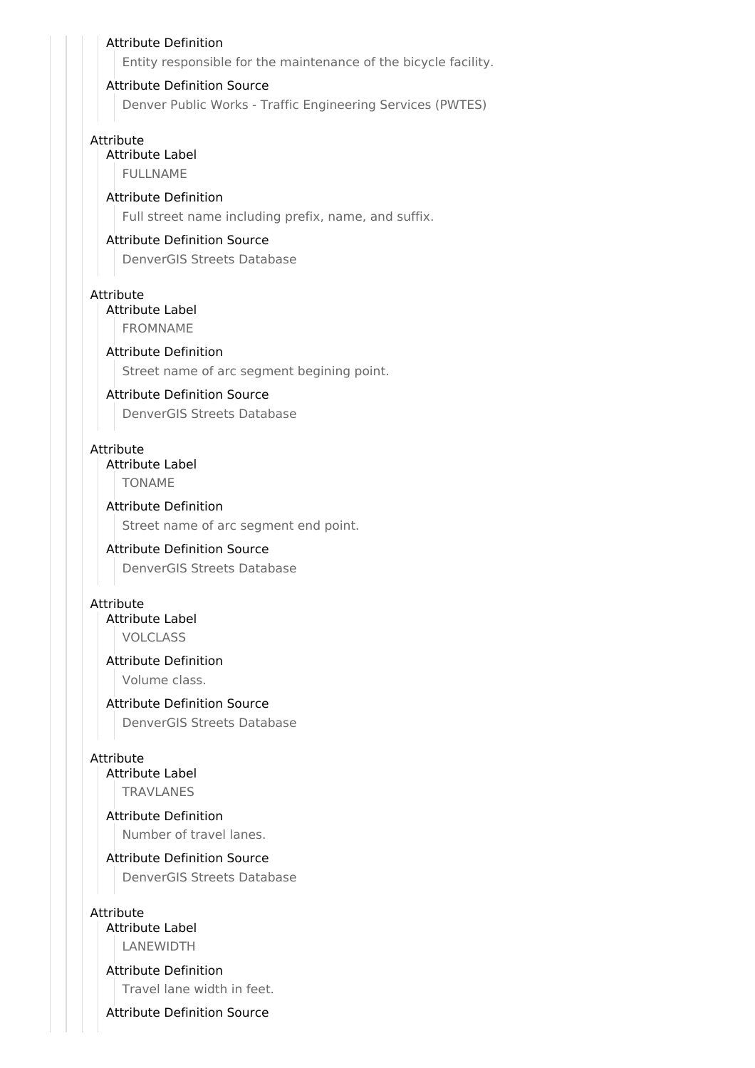Attribute Definition

Entity responsible for the maintenance of the bicycle facility.

Attribute Definition Source

Denver Public Works - Traffic Engineering Services (PWTES)

Attribute

Attribute Label

FULLNAME

Attribute Definition

Full street name including prefix, name, and suffix.

Attribute Definition Source

DenverGIS Streets Database

Attribute

Attribute Label

FROMNAME

Attribute Definition

Street name of arc segment begining point.

Attribute Definition Source

DenverGIS Streets Database

Attribute

Attribute Label

TONAME

Attribute Definition

Street name of arc segment end point.

Attribute Definition Source

DenverGIS Streets Database

Attribute

Attribute Label

VOLCLASS

Attribute Definition

Volume class.

Attribute Definition Source

DenverGIS Streets Database

Attribute

Attribute Label

TRAVLANES

Attribute Definition

Number of travel lanes.

Attribute Definition Source

DenverGIS Streets Database

Attribute

Attribute Label

LANEWIDTH

Attribute Definition

Travel lane width in feet.

Attribute Definition Source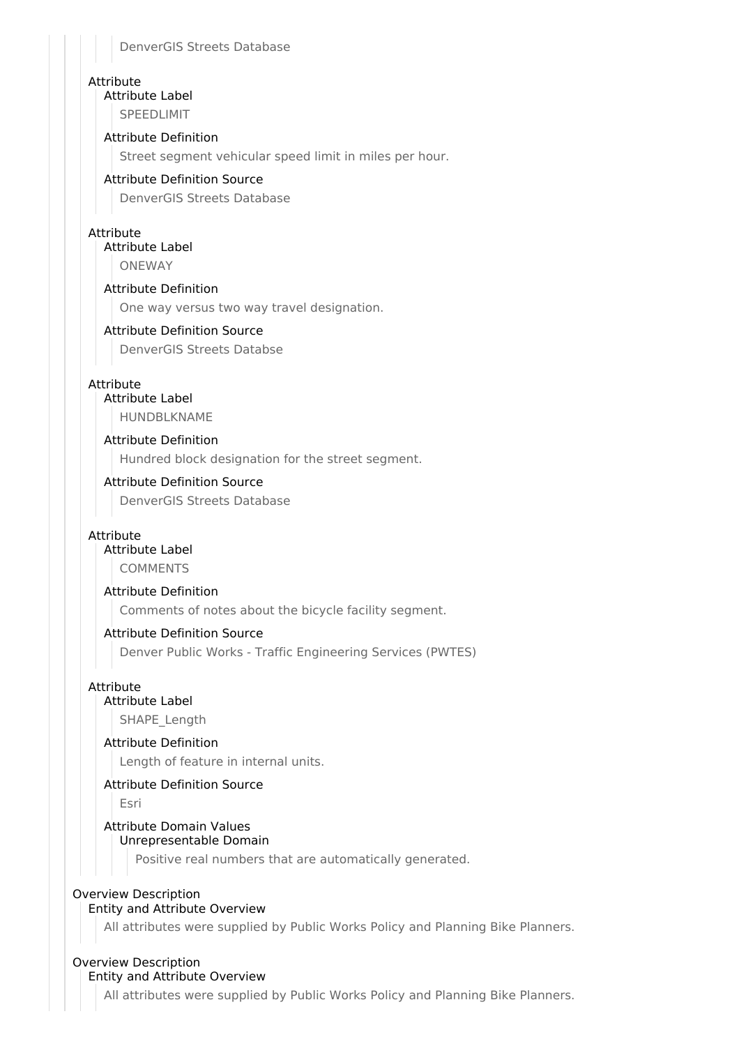DenverGIS Streets Database

Attribute
- Attribute Label
  - SPEEDLIMIT
- Attribute Definition
  - Street segment vehicular speed limit in miles per hour.
- Attribute Definition Source
  - DenverGIS Streets Database

Attribute
- Attribute Label
  - ONEWAY
- Attribute Definition
  - One way versus two way travel designation.
- Attribute Definition Source
  - DenverGIS Streets Databse

Attribute
- Attribute Label
  - HUNDBLKNAME
- Attribute Definition
  - Hundred block designation for the street segment.
- Attribute Definition Source
  - DenverGIS Streets Database

Attribute
- Attribute Label
  - COMMENTS
- Attribute Definition
  - Comments of notes about the bicycle facility segment.
- Attribute Definition Source
  - Denver Public Works - Traffic Engineering Services (PWTES)

Attribute
- Attribute Label
  - SHAPE_Length
- Attribute Definition
  - Length of feature in internal units.
- Attribute Definition Source
  - Esri
- Attribute Domain Values
  - Unrepresentable Domain
    - Positive real numbers that are automatically generated.

Overview Description
- Entity and Attribute Overview
  - All attributes were supplied by Public Works Policy and Planning Bike Planners.

Overview Description
- Entity and Attribute Overview
  - All attributes were supplied by Public Works Policy and Planning Bike Planners.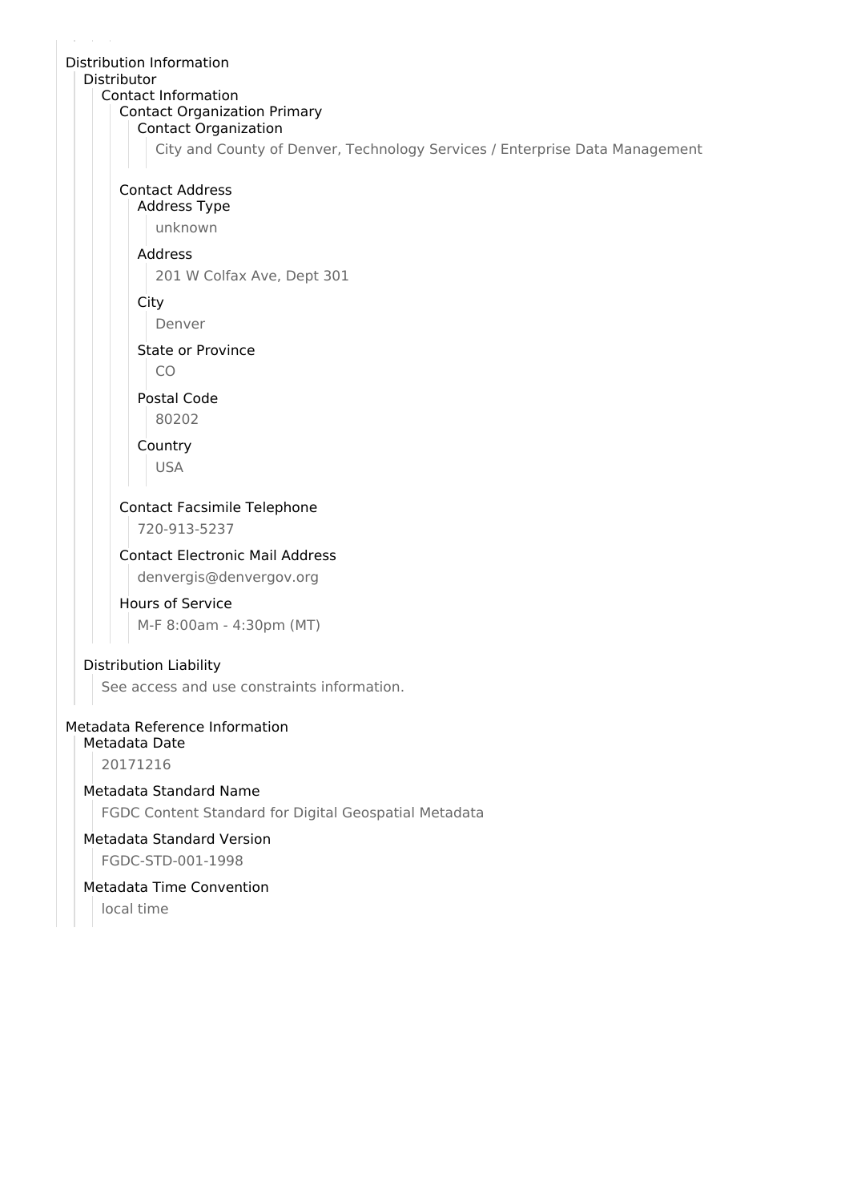Distribution Information

Distributor

Contact Information

Contact Organization Primary

Contact Organization

City and County of Denver, Technology Services / Enterprise Data Management

Contact Address

Address Type

unknown

Address

201 W Colfax Ave, Dept 301

City

Denver

State or Province

CO

Postal Code

80202

Country

USA

Contact Facsimile Telephone

720-913-5237

Contact Electronic Mail Address

denvergis@denvergov.org

Hours of Service

M-F 8:00am - 4:30pm (MT)

Distribution Liability

See access and use constraints information.

Metadata Reference Information

Metadata Date

20171216

Metadata Standard Name

FGDC Content Standard for Digital Geospatial Metadata

Metadata Standard Version

FGDC-STD-001-1998

Metadata Time Convention

local time